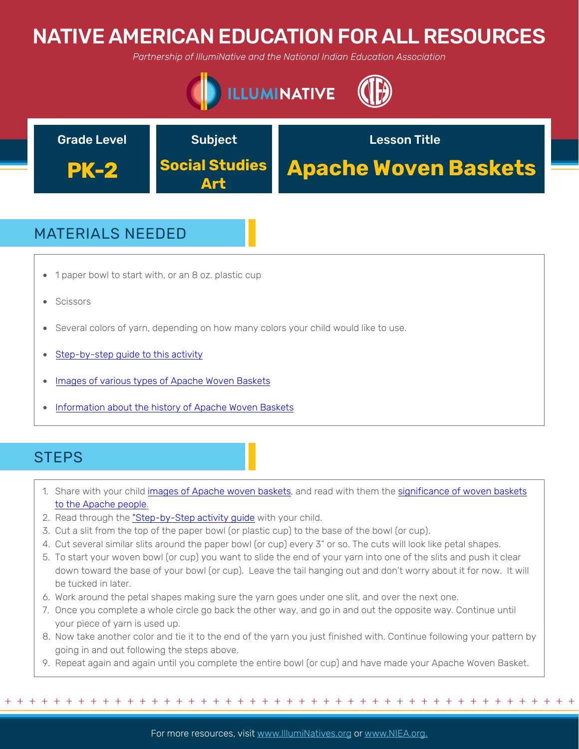# NATIVE AMERICAN EDUCATION FOR ALL RESOURCES

*Partnership of IllumiNative and the National Indian Education Association*

| Grade Level | Subject | Lesson Title |
| --- | --- | --- |
| **PK-2** | **Social Studies Art** | **Apache Woven Baskets** |

## MATERIALS NEEDED

- 1 paper bowl to start with, or an 8 oz. plastic cup
- Scissors
- Several colors of yarn, depending on how many colors your child would like to use.
- Step-by-step guide to this activity
- Images of various types of Apache Woven Baskets
- Information about the history of Apache Woven Baskets

## STEPS

1. Share with your child images of Apache woven baskets, and read with them the significance of woven baskets to the Apache people.
2. Read through the "Step-by-Step activity guide with your child.
3. Cut a slit from the top of the paper bowl (or plastic cup) to the base of the bowl (or cup).
4. Cut several similar slits around the paper bowl (or cup) every 3" or so. The cuts will look like petal shapes.
5. To start your woven bowl (or cup) you want to slide the end of your yarn into one of the slits and push it clear down toward the base of your bowl (or cup). Leave the tail hanging out and don't worry about it for now. It will be tucked in later.
6. Work around the petal shapes making sure the yarn goes under one slit, and over the next one.
7. Once you complete a whole circle go back the other way, and go in and out the opposite way. Continue until your piece of yarn is used up.
8. Now take another color and tie it to the end of the yarn you just finished with. Continue following your pattern by going in and out following the steps above.
9. Repeat again and again until you complete the entire bowl (or cup) and have made your Apache Woven Basket.

For more resources, visit www.IllumiNatives.org or www.NIEA.org.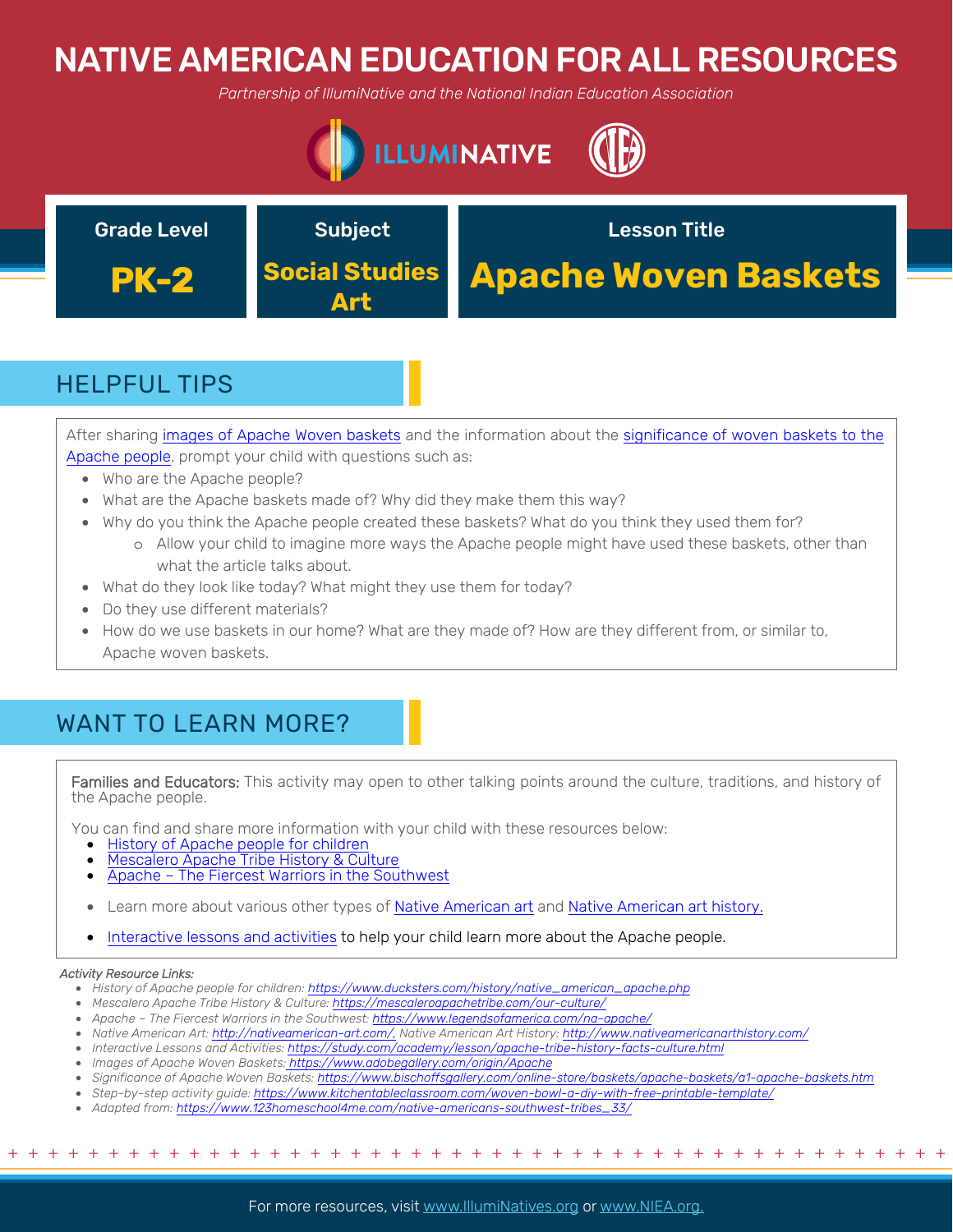# NATIVE AMERICAN EDUCATION FOR ALL RESOURCES

*Partnership of IllumiNative and the National Indian Education Association*

| Grade Level | Subject | Lesson Title |
|---|---|---|
| **PK-2** | **Social Studies Art** | **Apache Woven Baskets** |

## HELPFUL TIPS

After sharing images of Apache Woven baskets and the information about the significance of woven baskets to the Apache people. prompt your child with questions such as:

- Who are the Apache people?
- What are the Apache baskets made of? Why did they make them this way?
- Why do you think the Apache people created these baskets? What do you think they used them for?
  - Allow your child to imagine more ways the Apache people might have used these baskets, other than what the article talks about.
- What do they look like today? What might they use them for today?
- Do they use different materials?
- How do we use baskets in our home? What are they made of? How are they different from, or similar to, Apache woven baskets.

## WANT TO LEARN MORE?

Families and Educators: This activity may open to other talking points around the culture, traditions, and history of the Apache people.

You can find and share more information with your child with these resources below:

- History of Apache people for children
- Mescalero Apache Tribe History & Culture
- Apache – The Fiercest Warriors in the Southwest

- Learn more about various other types of Native American art and Native American art history.

- Interactive lessons and activities to help your child learn more about the Apache people.

*Activity Resource Links:*

- *History of Apache people for children:* https://www.ducksters.com/history/native_american_apache.php
- *Mescalero Apache Tribe History & Culture:* https://mescaleroapachetribe.com/our-culture/
- *Apache – The Fiercest Warriors in the Southwest:* https://www.legendsofamerica.com/na-apache/
- *Native American Art:* http://nativeamerican-art.com/, *Native American Art History:* http://www.nativeamericanarthistory.com/
- *Interactive Lessons and Activities:* https://study.com/academy/lesson/apache-tribe-history-facts-culture.html
- *Images of Apache Woven Baskets:* https://www.adobegallery.com/origin/Apache
- *Significance of Apache Woven Baskets:* https://www.bischoffsgallery.com/online-store/baskets/apache-baskets/a1-apache-baskets.htm
- *Step-by-step activity guide:* https://www.kitchentableclassroom.com/woven-bowl-a-diy-with-free-printable-template/
- *Adapted from:* https://www.123homeschool4me.com/native-americans-southwest-tribes_33/

For more resources, visit www.IllumiNatives.org or www.NIEA.org.